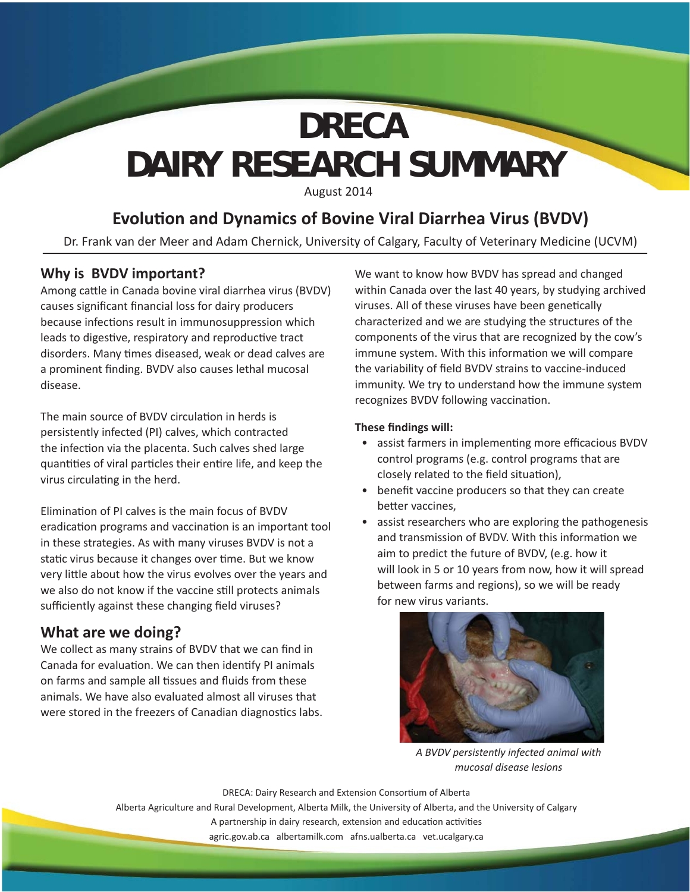# DRECA
# DAIRY RESEARCH SUMMARY

August 2014

## Evolution and Dynamics of Bovine Viral Diarrhea Virus (BVDV)

Dr. Frank van der Meer and Adam Chernick, University of Calgary, Faculty of Veterinary Medicine (UCVM)

### Why is BVDV important?

Among cattle in Canada bovine viral diarrhea virus (BVDV) causes significant financial loss for dairy producers because infections result in immunosuppression which leads to digestive, respiratory and reproductive tract disorders. Many times diseased, weak or dead calves are a prominent finding. BVDV also causes lethal mucosal disease.

The main source of BVDV circulation in herds is persistently infected (PI) calves, which contracted the infection via the placenta. Such calves shed large quantities of viral particles their entire life, and keep the virus circulating in the herd.

Elimination of PI calves is the main focus of BVDV eradication programs and vaccination is an important tool in these strategies. As with many viruses BVDV is not a static virus because it changes over time. But we know very little about how the virus evolves over the years and we also do not know if the vaccine still protects animals sufficiently against these changing field viruses?

### What are we doing?

We collect as many strains of BVDV that we can find in Canada for evaluation. We can then identify PI animals on farms and sample all tissues and fluids from these animals. We have also evaluated almost all viruses that were stored in the freezers of Canadian diagnostics labs.

We want to know how BVDV has spread and changed within Canada over the last 40 years, by studying archived viruses. All of these viruses have been genetically characterized and we are studying the structures of the components of the virus that are recognized by the cow's immune system. With this information we will compare the variability of field BVDV strains to vaccine-induced immunity. We try to understand how the immune system recognizes BVDV following vaccination.

**These findings will:**

- assist farmers in implementing more efficacious BVDV control programs (e.g. control programs that are closely related to the field situation),
- benefit vaccine producers so that they can create better vaccines,
- assist researchers who are exploring the pathogenesis and transmission of BVDV. With this information we aim to predict the future of BVDV, (e.g. how it will look in 5 or 10 years from now, how it will spread between farms and regions), so we will be ready for new virus variants.

*A BVDV persistently infected animal with mucosal disease lesions*

DRECA: Dairy Research and Extension Consortium of Alberta
Alberta Agriculture and Rural Development, Alberta Milk, the University of Alberta, and the University of Calgary
A partnership in dairy research, extension and education activities
agric.gov.ab.ca albertamilk.com afns.ualberta.ca vet.ucalgary.ca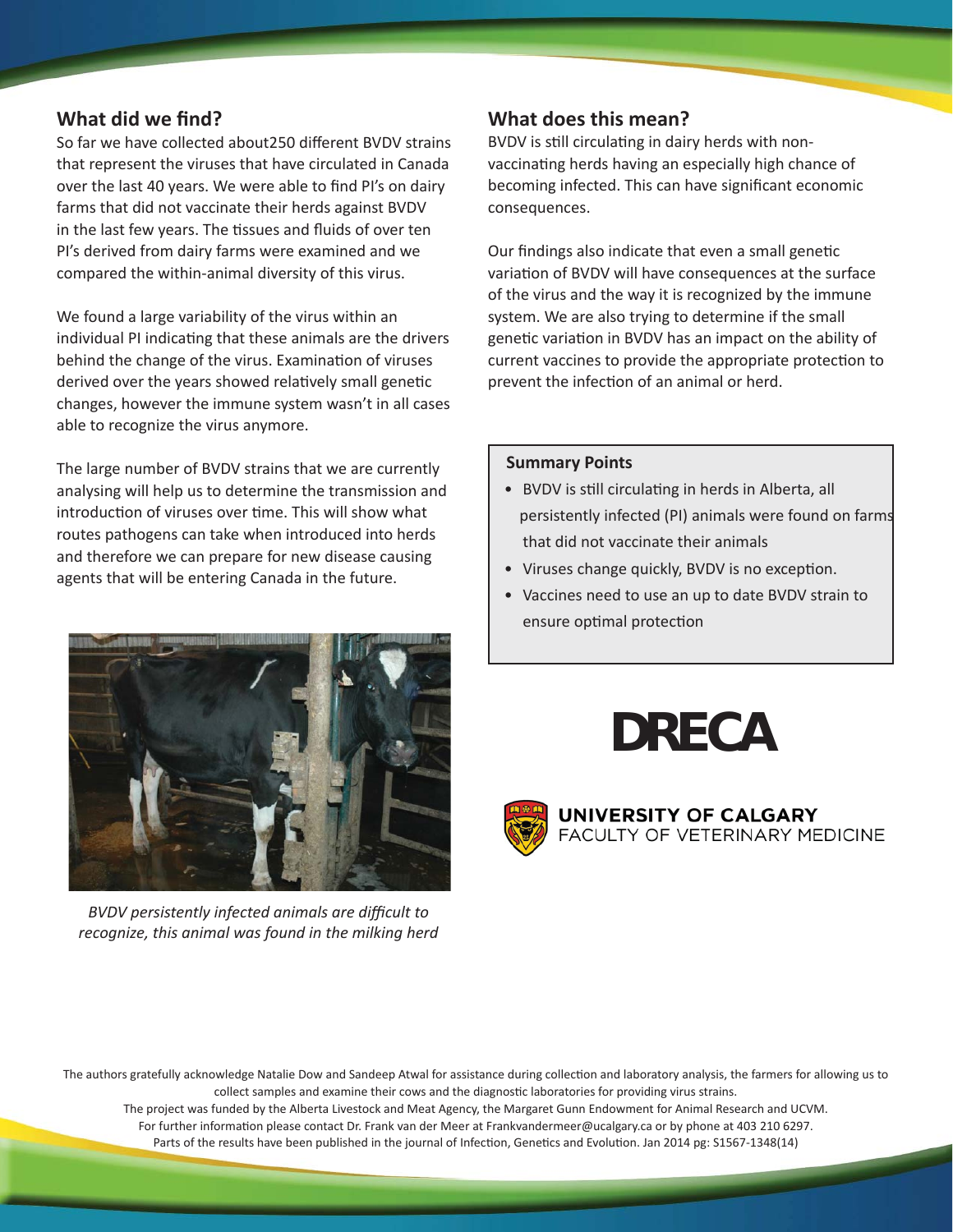## What did we find?

So far we have collected about250 different BVDV strains that represent the viruses that have circulated in Canada over the last 40 years. We were able to find PI's on dairy farms that did not vaccinate their herds against BVDV in the last few years. The tissues and fluids of over ten PI's derived from dairy farms were examined and we compared the within-animal diversity of this virus.

We found a large variability of the virus within an individual PI indicating that these animals are the drivers behind the change of the virus. Examination of viruses derived over the years showed relatively small genetic changes, however the immune system wasn't in all cases able to recognize the virus anymore.

The large number of BVDV strains that we are currently analysing will help us to determine the transmission and introduction of viruses over time. This will show what routes pathogens can take when introduced into herds and therefore we can prepare for new disease causing agents that will be entering Canada in the future.

*BVDV persistently infected animals are difficult to recognize, this animal was found in the milking herd*

## What does this mean?

BVDV is still circulating in dairy herds with non-vaccinating herds having an especially high chance of becoming infected. This can have significant economic consequences.

Our findings also indicate that even a small genetic variation of BVDV will have consequences at the surface of the virus and the way it is recognized by the immune system. We are also trying to determine if the small genetic variation in BVDV has an impact on the ability of current vaccines to provide the appropriate protection to prevent the infection of an animal or herd.

**Summary Points**

- BVDV is still circulating in herds in Alberta, all persistently infected (PI) animals were found on farms that did not vaccinate their animals
- Viruses change quickly, BVDV is no exception.
- Vaccines need to use an up to date BVDV strain to ensure optimal protection

DRECA

UNIVERSITY OF CALGARY
FACULTY OF VETERINARY MEDICINE

The authors gratefully acknowledge Natalie Dow and Sandeep Atwal for assistance during collection and laboratory analysis, the farmers for allowing us to collect samples and examine their cows and the diagnostic laboratories for providing virus strains.
The project was funded by the Alberta Livestock and Meat Agency, the Margaret Gunn Endowment for Animal Research and UCVM.
For further information please contact Dr. Frank van der Meer at Frankvandermeer@ucalgary.ca or by phone at 403 210 6297.
Parts of the results have been published in the journal of Infection, Genetics and Evolution. Jan 2014 pg: S1567-1348(14)